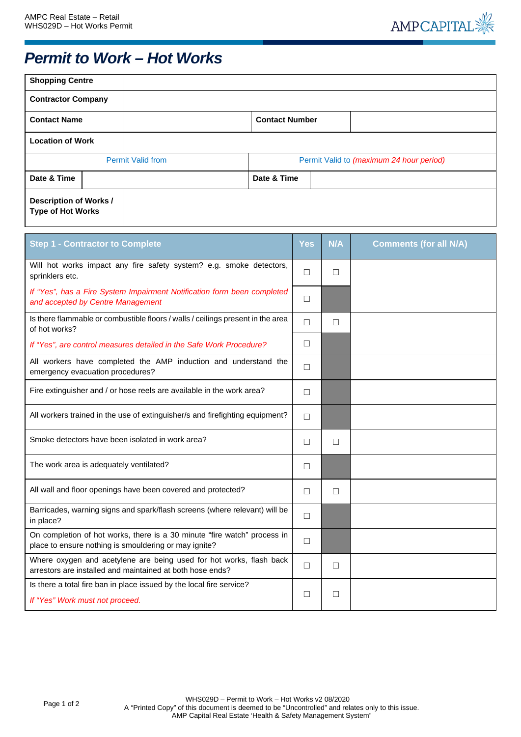# Permit to Work – Hot Works

| | | | |
|---|---|---|---|
| **Shopping Centre** | | | |
| **Contractor Company** | | | |
| **Contact Name** | | **Contact Number** | |
| **Location of Work** | | | |
| Permit Valid from | | Permit Valid to *(maximum 24 hour period)* | |
| **Date & Time** | | **Date & Time** | |
| **Description of Works / Type of Hot Works** | | | |

| Step 1 - Contractor to Complete | Yes | N/A | Comments (for all N/A) |
|---|---|---|---|
| Will hot works impact any fire safety system? e.g. smoke detectors, sprinklers etc. | ☐ | ☐ | |
| *If "Yes", has a Fire System Impairment Notification form been completed and accepted by Centre Management* | ☐ | | |
| Is there flammable or combustible floors / walls / ceilings present in the area of hot works? | ☐ | ☐ | |
| *If "Yes", are control measures detailed in the Safe Work Procedure?* | ☐ | | |
| All workers have completed the AMP induction and understand the emergency evacuation procedures? | ☐ | | |
| Fire extinguisher and / or hose reels are available in the work area? | ☐ | | |
| All workers trained in the use of extinguisher/s and firefighting equipment? | ☐ | | |
| Smoke detectors have been isolated in work area? | ☐ | ☐ | |
| The work area is adequately ventilated? | ☐ | | |
| All wall and floor openings have been covered and protected? | ☐ | ☐ | |
| Barricades, warning signs and spark/flash screens (where relevant) will be in place? | ☐ | | |
| On completion of hot works, there is a 30 minute "fire watch" process in place to ensure nothing is smouldering or may ignite? | ☐ | | |
| Where oxygen and acetylene are being used for hot works, flash back arrestors are installed and maintained at both hose ends? | ☐ | ☐ | |
| Is there a total fire ban in place issued by the local fire service? *If "Yes" Work must not proceed.* | ☐ | ☐ | |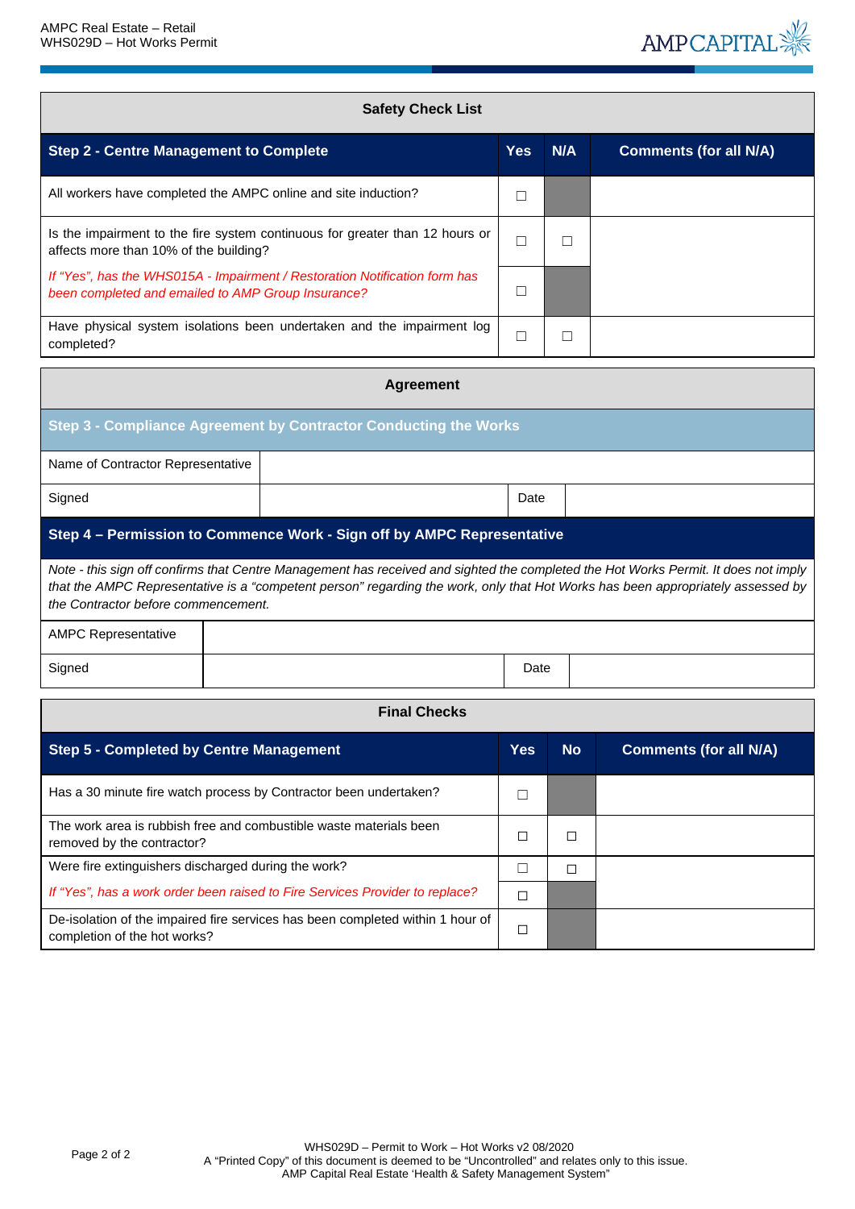## Safety Check List

| Step 2 - Centre Management to Complete | Yes | N/A | Comments (for all N/A) |
|---|---|---|---|
| All workers have completed the AMPC online and site induction? | ☐ | | |
| Is the impairment to the fire system continuous for greater than 12 hours or affects more than 10% of the building? | ☐ | ☐ | |
| *If "Yes", has the WHS015A - Impairment / Restoration Notification form has been completed and emailed to AMP Group Insurance?* | ☐ | | |
| Have physical system isolations been undertaken and the impairment log completed? | ☐ | ☐ | |

## Agreement

**Step 3 - Compliance Agreement by Contractor Conducting the Works**

| | | | |
|---|---|---|---|
| Name of Contractor Representative | | | |
| Signed | | Date | |

**Step 4 – Permission to Commence Work - Sign off by AMPC Representative**

*Note - this sign off confirms that Centre Management has received and sighted the completed the Hot Works Permit. It does not imply that the AMPC Representative is a "competent person" regarding the work, only that Hot Works has been appropriately assessed by the Contractor before commencement.*

| | | | |
|---|---|---|---|
| AMPC Representative | | | |
| Signed | | Date | |

## Final Checks

| Step 5 - Completed by Centre Management | Yes | No | Comments (for all N/A) |
|---|---|---|---|
| Has a 30 minute fire watch process by Contractor been undertaken? | ☐ | | |
| The work area is rubbish free and combustible waste materials been removed by the contractor? | ☐ | ☐ | |
| Were fire extinguishers discharged during the work? | ☐ | ☐ | |
| *If "Yes", has a work order been raised to Fire Services Provider to replace?* | ☐ | | |
| De-isolation of the impaired fire services has been completed within 1 hour of completion of the hot works? | ☐ | | |

WHS029D – Permit to Work – Hot Works v2 08/2020
A "Printed Copy" of this document is deemed to be "Uncontrolled" and relates only to this issue.
AMP Capital Real Estate 'Health & Safety Management System"